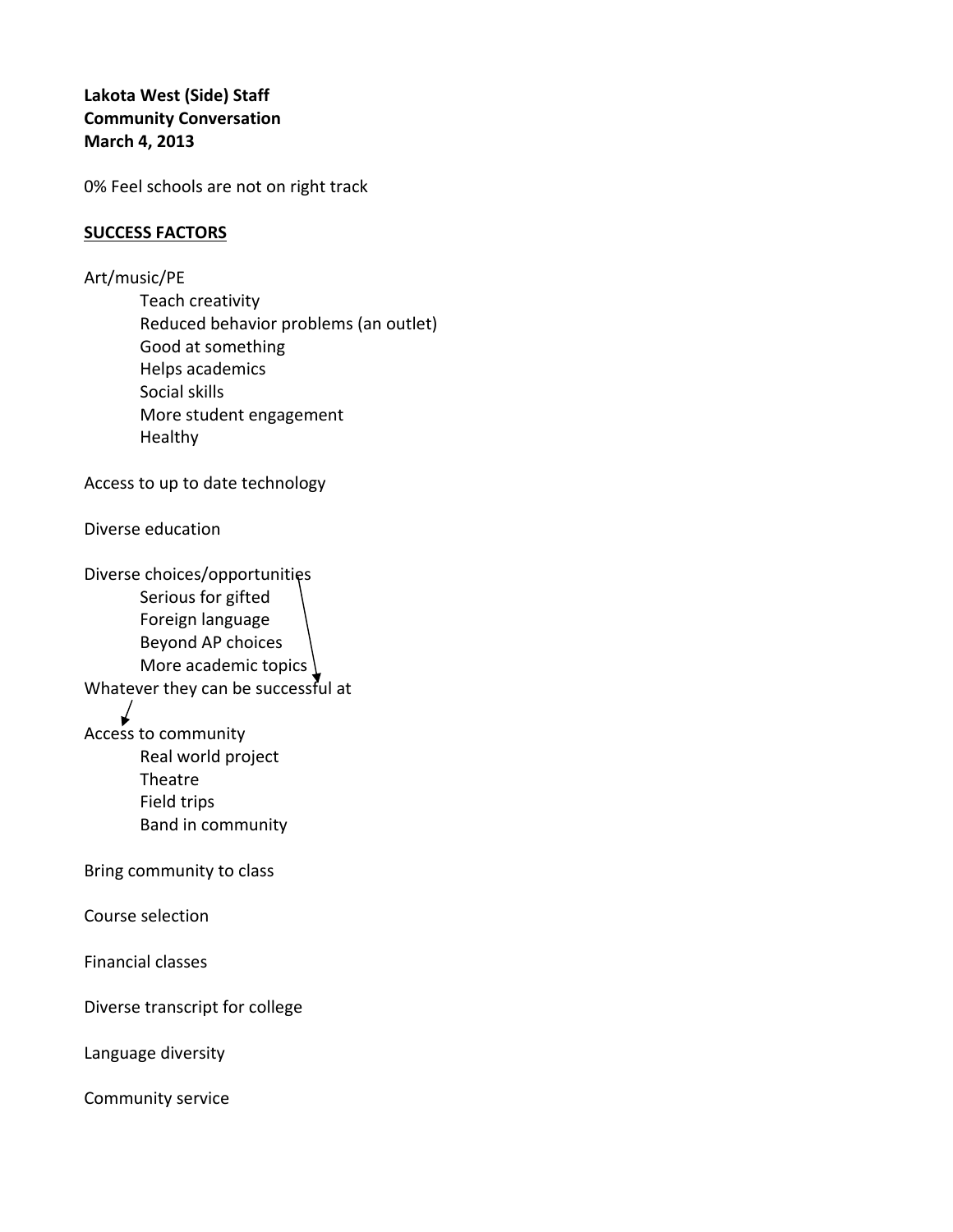**Lakota West (Side) Staff**
**Community Conversation**
**March 4, 2013**

0% Feel schools are not on right track

**SUCCESS FACTORS**

Art/music/PE
- Teach creativity
- Reduced behavior problems (an outlet)
- Good at something
- Helps academics
- Social skills
- More student engagement
- Healthy

Access to up to date technology

Diverse education

Diverse choices/opportunities
- Serious for gifted
- Foreign language
- Beyond AP choices
- More academic topics

Whatever they can be successful at

Access to community
- Real world project
- Theatre
- Field trips
- Band in community

Bring community to class

Course selection

Financial classes

Diverse transcript for college

Language diversity

Community service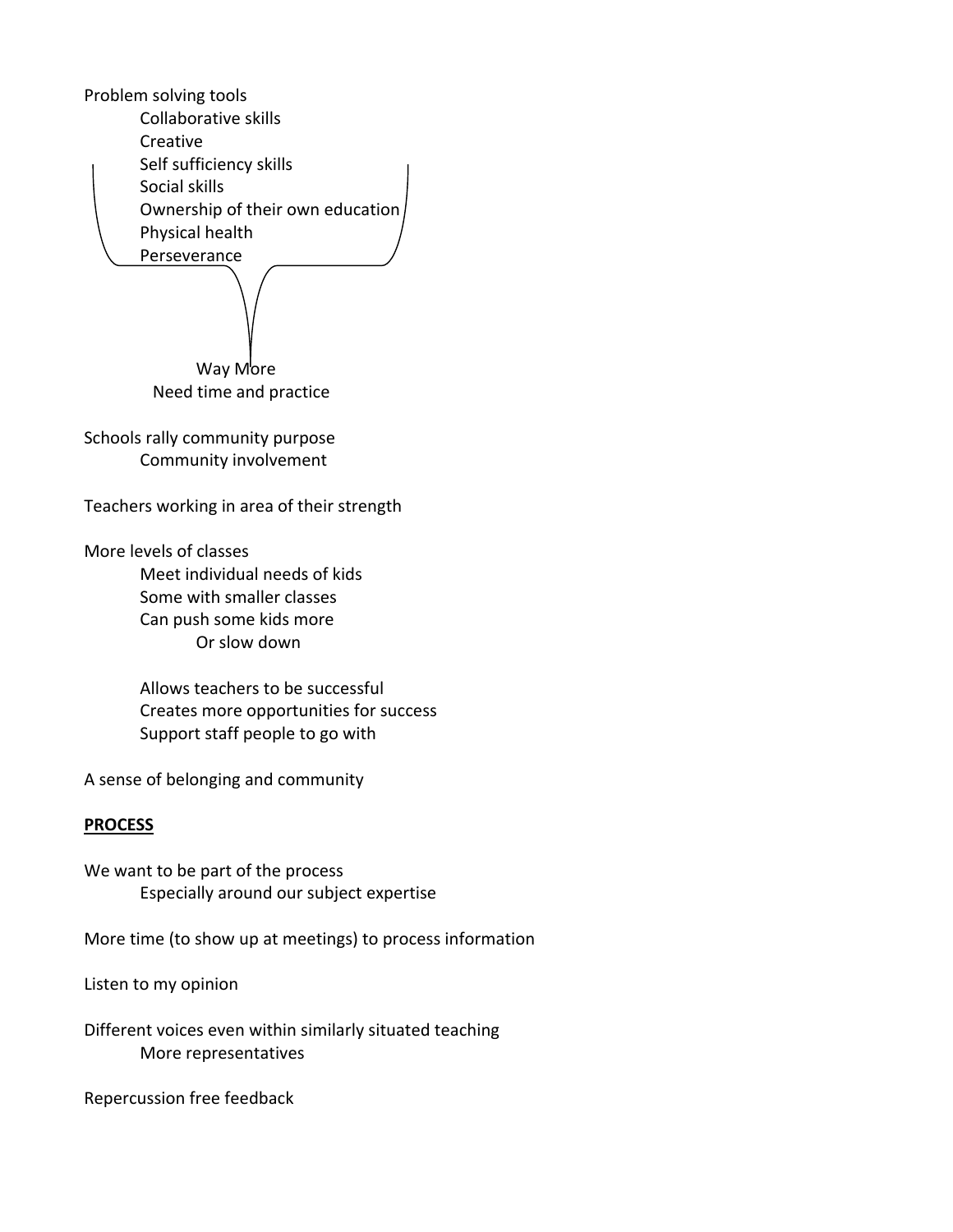Problem solving tools

- Collaborative skills
- Creative
- Self sufficiency skills
- Social skills
- Ownership of their own education
- Physical health
- Perseverance

Way More
Need time and practice

Schools rally community purpose

- Community involvement

Teachers working in area of their strength

More levels of classes

- Meet individual needs of kids
- Some with smaller classes
- Can push some kids more
  - Or slow down

- Allows teachers to be successful
- Creates more opportunities for success
- Support staff people to go with

A sense of belonging and community

**PROCESS**

We want to be part of the process

- Especially around our subject expertise

More time (to show up at meetings) to process information

Listen to my opinion

Different voices even within similarly situated teaching

- More representatives

Repercussion free feedback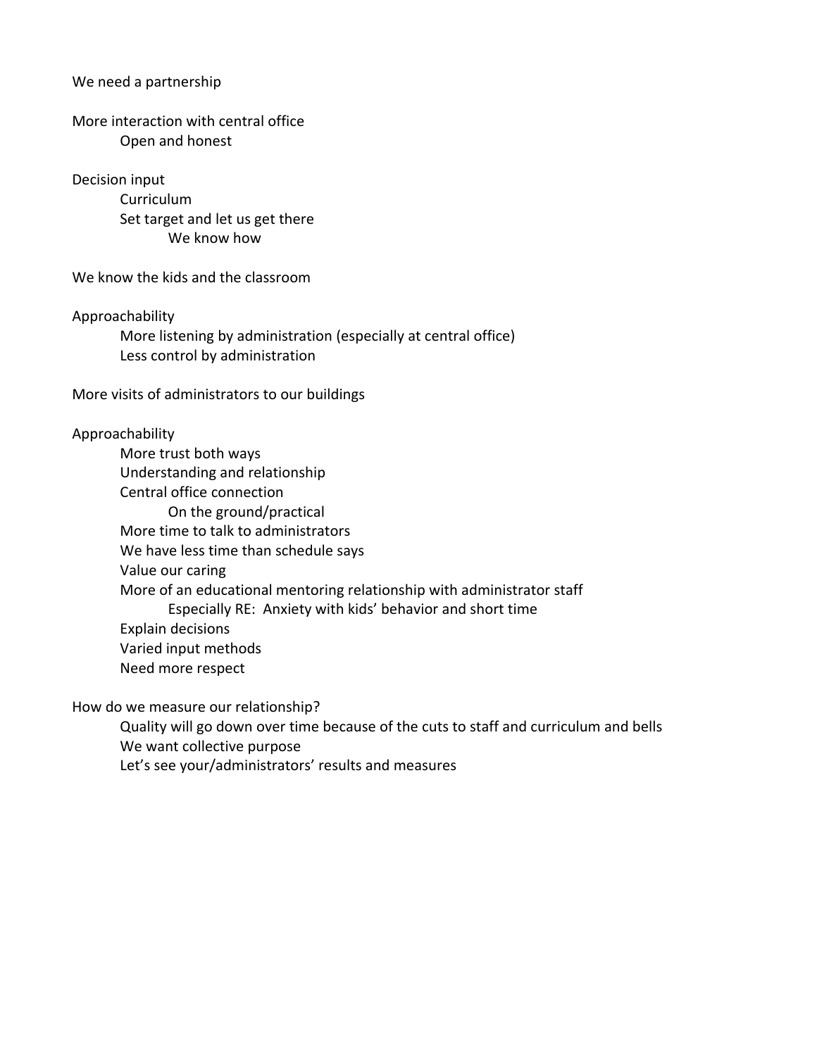We need a partnership

More interaction with central office
- Open and honest

Decision input
- Curriculum
- Set target and let us get there
  - We know how

We know the kids and the classroom

Approachability
- More listening by administration (especially at central office)
- Less control by administration

More visits of administrators to our buildings

Approachability
- More trust both ways
- Understanding and relationship
- Central office connection
  - On the ground/practical
- More time to talk to administrators
- We have less time than schedule says
- Value our caring
- More of an educational mentoring relationship with administrator staff
  - Especially RE: Anxiety with kids' behavior and short time
- Explain decisions
- Varied input methods
- Need more respect

How do we measure our relationship?
- Quality will go down over time because of the cuts to staff and curriculum and bells
- We want collective purpose
- Let's see your/administrators' results and measures